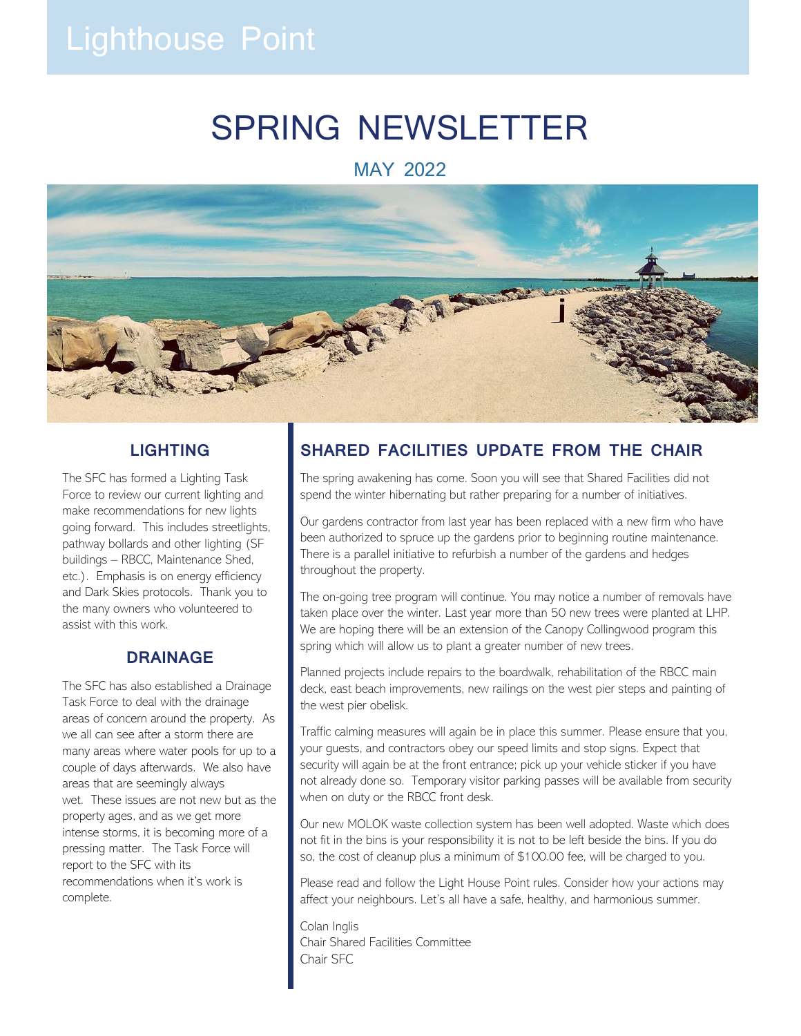Lighthouse Point

# SPRING NEWSLETTER

MAY 2022

## LIGHTING

The SFC has formed a Lighting Task Force to review our current lighting and make recommendations for new lights going forward. This includes streetlights, pathway bollards and other lighting (SF buildings – RBCC, Maintenance Shed, etc.). Emphasis is on energy efficiency and Dark Skies protocols. Thank you to the many owners who volunteered to assist with this work.

## DRAINAGE

The SFC has also established a Drainage Task Force to deal with the drainage areas of concern around the property. As we all can see after a storm there are many areas where water pools for up to a couple of days afterwards. We also have areas that are seemingly always wet. These issues are not new but as the property ages, and as we get more intense storms, it is becoming more of a pressing matter. The Task Force will report to the SFC with its recommendations when it's work is complete.

## SHARED FACILITIES UPDATE FROM THE CHAIR

The spring awakening has come. Soon you will see that Shared Facilities did not spend the winter hibernating but rather preparing for a number of initiatives.

Our gardens contractor from last year has been replaced with a new firm who have been authorized to spruce up the gardens prior to beginning routine maintenance. There is a parallel initiative to refurbish a number of the gardens and hedges throughout the property.

The on-going tree program will continue. You may notice a number of removals have taken place over the winter. Last year more than 50 new trees were planted at LHP. We are hoping there will be an extension of the Canopy Collingwood program this spring which will allow us to plant a greater number of new trees.

Planned projects include repairs to the boardwalk, rehabilitation of the RBCC main deck, east beach improvements, new railings on the west pier steps and painting of the west pier obelisk.

Traffic calming measures will again be in place this summer. Please ensure that you, your guests, and contractors obey our speed limits and stop signs. Expect that security will again be at the front entrance; pick up your vehicle sticker if you have not already done so. Temporary visitor parking passes will be available from security when on duty or the RBCC front desk.

Our new MOLOK waste collection system has been well adopted. Waste which does not fit in the bins is your responsibility it is not to be left beside the bins. If you do so, the cost of cleanup plus a minimum of $100.00 fee, will be charged to you.

Please read and follow the Light House Point rules. Consider how your actions may affect your neighbours. Let's all have a safe, healthy, and harmonious summer.

Colan Inglis  
Chair Shared Facilities Committee  
Chair SFC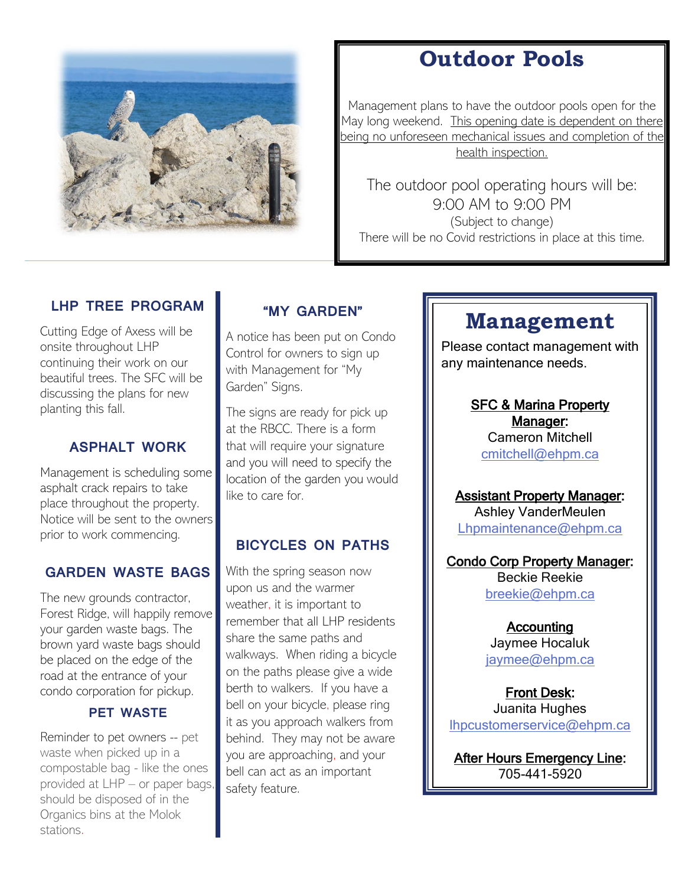# Outdoor Pools

Management plans to have the outdoor pools open for the May long weekend. This opening date is dependent on there being no unforeseen mechanical issues and completion of the health inspection.

The outdoor pool operating hours will be:
9:00 AM to 9:00 PM
(Subject to change)
There will be no Covid restrictions in place at this time.

## LHP TREE PROGRAM

Cutting Edge of Axess will be onsite throughout LHP continuing their work on our beautiful trees. The SFC will be discussing the plans for new planting this fall.

## ASPHALT WORK

Management is scheduling some asphalt crack repairs to take place throughout the property. Notice will be sent to the owners prior to work commencing.

## GARDEN WASTE BAGS

The new grounds contractor, Forest Ridge, will happily remove your garden waste bags. The brown yard waste bags should be placed on the edge of the road at the entrance of your condo corporation for pickup.

## PET WASTE

Reminder to pet owners -- pet waste when picked up in a compostable bag - like the ones provided at LHP – or paper bags, should be disposed of in the Organics bins at the Molok stations.

## "MY GARDEN"

A notice has been put on Condo Control for owners to sign up with Management for "My Garden" Signs.

The signs are ready for pick up at the RBCC. There is a form that will require your signature and you will need to specify the location of the garden you would like to care for.

## BICYCLES ON PATHS

With the spring season now upon us and the warmer weather, it is important to remember that all LHP residents share the same paths and walkways. When riding a bicycle on the paths please give a wide berth to walkers. If you have a bell on your bicycle, please ring it as you approach walkers from behind. They may not be aware you are approaching, and your bell can act as an important safety feature.

# Management

Please contact management with any maintenance needs.

**SFC & Marina Property Manager:**
Cameron Mitchell
cmitchell@ehpm.ca

**Assistant Property Manager:**
Ashley VanderMeulen
Lhpmaintenance@ehpm.ca

**Condo Corp Property Manager:**
Beckie Reekie
breekie@ehpm.ca

**Accounting**
Jaymee Hocaluk
jaymee@ehpm.ca

**Front Desk:**
Juanita Hughes
lhpcustomerservice@ehpm.ca

**After Hours Emergency Line:**
705-441-5920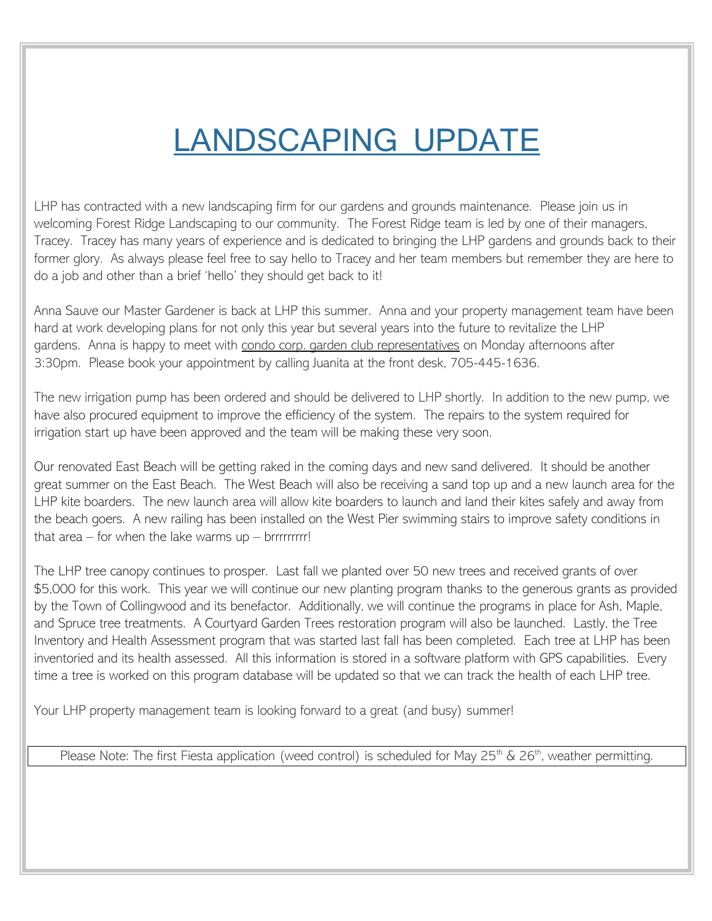# LANDSCAPING UPDATE

LHP has contracted with a new landscaping firm for our gardens and grounds maintenance. Please join us in welcoming Forest Ridge Landscaping to our community. The Forest Ridge team is led by one of their managers, Tracey. Tracey has many years of experience and is dedicated to bringing the LHP gardens and grounds back to their former glory. As always please feel free to say hello to Tracey and her team members but remember they are here to do a job and other than a brief 'hello' they should get back to it!

Anna Sauve our Master Gardener is back at LHP this summer. Anna and your property management team have been hard at work developing plans for not only this year but several years into the future to revitalize the LHP gardens. Anna is happy to meet with condo corp. garden club representatives on Monday afternoons after 3:30pm. Please book your appointment by calling Juanita at the front desk, 705-445-1636.

The new irrigation pump has been ordered and should be delivered to LHP shortly. In addition to the new pump, we have also procured equipment to improve the efficiency of the system. The repairs to the system required for irrigation start up have been approved and the team will be making these very soon.

Our renovated East Beach will be getting raked in the coming days and new sand delivered. It should be another great summer on the East Beach. The West Beach will also be receiving a sand top up and a new launch area for the LHP kite boarders. The new launch area will allow kite boarders to launch and land their kites safely and away from the beach goers. A new railing has been installed on the West Pier swimming stairs to improve safety conditions in that area – for when the lake warms up – brrrrrrrrr!

The LHP tree canopy continues to prosper. Last fall we planted over 50 new trees and received grants of over $5,000 for this work. This year we will continue our new planting program thanks to the generous grants as provided by the Town of Collingwood and its benefactor. Additionally, we will continue the programs in place for Ash, Maple, and Spruce tree treatments. A Courtyard Garden Trees restoration program will also be launched. Lastly, the Tree Inventory and Health Assessment program that was started last fall has been completed. Each tree at LHP has been inventoried and its health assessed. All this information is stored in a software platform with GPS capabilities. Every time a tree is worked on this program database will be updated so that we can track the health of each LHP tree.

Your LHP property management team is looking forward to a great (and busy) summer!

Please Note: The first Fiesta application (weed control) is scheduled for May 25th & 26th, weather permitting.